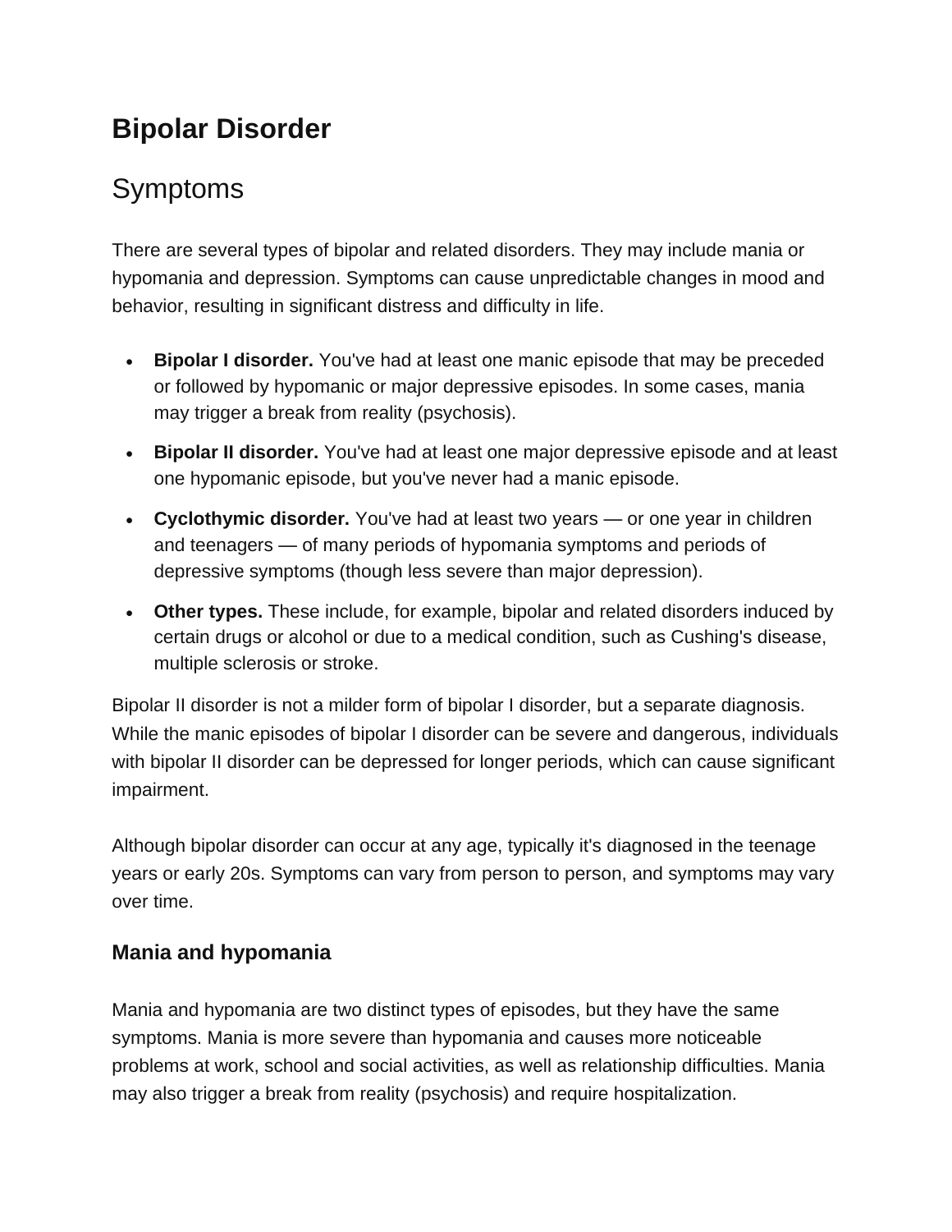# Bipolar Disorder

## Symptoms

There are several types of bipolar and related disorders. They may include mania or hypomania and depression. Symptoms can cause unpredictable changes in mood and behavior, resulting in significant distress and difficulty in life.

- **Bipolar I disorder.** You've had at least one manic episode that may be preceded or followed by hypomanic or major depressive episodes. In some cases, mania may trigger a break from reality (psychosis).
- **Bipolar II disorder.** You've had at least one major depressive episode and at least one hypomanic episode, but you've never had a manic episode.
- **Cyclothymic disorder.** You've had at least two years — or one year in children and teenagers — of many periods of hypomania symptoms and periods of depressive symptoms (though less severe than major depression).
- **Other types.** These include, for example, bipolar and related disorders induced by certain drugs or alcohol or due to a medical condition, such as Cushing's disease, multiple sclerosis or stroke.

Bipolar II disorder is not a milder form of bipolar I disorder, but a separate diagnosis. While the manic episodes of bipolar I disorder can be severe and dangerous, individuals with bipolar II disorder can be depressed for longer periods, which can cause significant impairment.

Although bipolar disorder can occur at any age, typically it's diagnosed in the teenage years or early 20s. Symptoms can vary from person to person, and symptoms may vary over time.

### Mania and hypomania

Mania and hypomania are two distinct types of episodes, but they have the same symptoms. Mania is more severe than hypomania and causes more noticeable problems at work, school and social activities, as well as relationship difficulties. Mania may also trigger a break from reality (psychosis) and require hospitalization.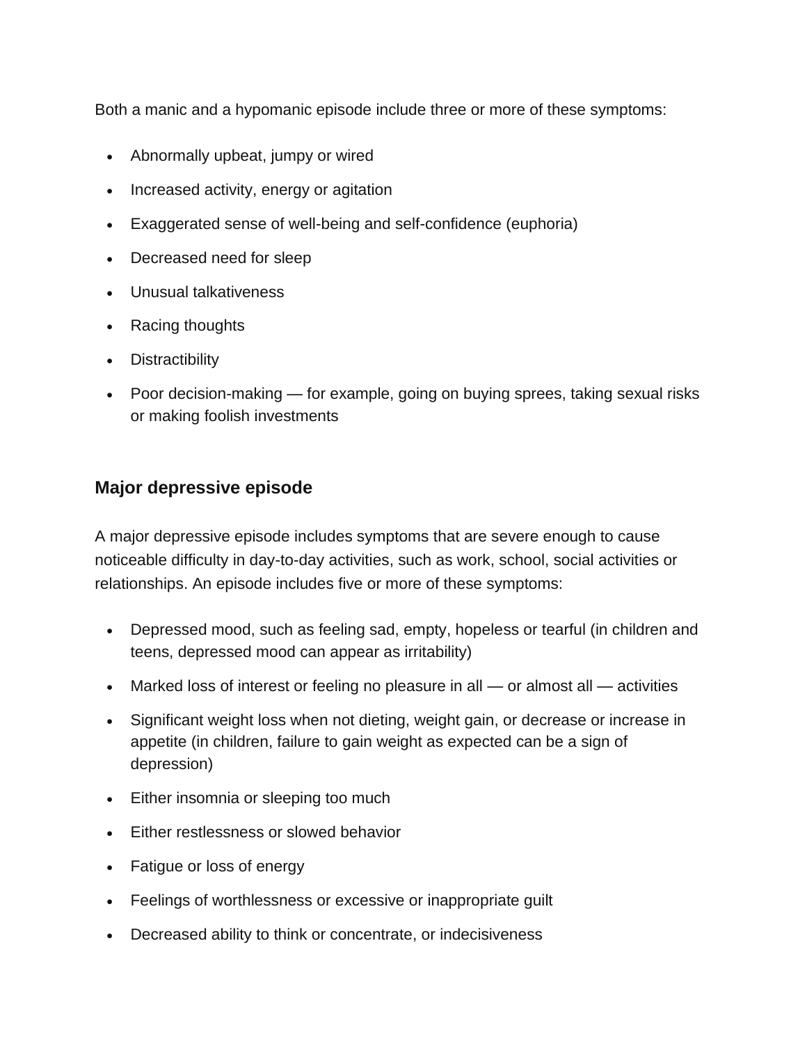Both a manic and a hypomanic episode include three or more of these symptoms:

- Abnormally upbeat, jumpy or wired
- Increased activity, energy or agitation
- Exaggerated sense of well-being and self-confidence (euphoria)
- Decreased need for sleep
- Unusual talkativeness
- Racing thoughts
- Distractibility
- Poor decision-making — for example, going on buying sprees, taking sexual risks or making foolish investments

### Major depressive episode

A major depressive episode includes symptoms that are severe enough to cause noticeable difficulty in day-to-day activities, such as work, school, social activities or relationships. An episode includes five or more of these symptoms:

- Depressed mood, such as feeling sad, empty, hopeless or tearful (in children and teens, depressed mood can appear as irritability)
- Marked loss of interest or feeling no pleasure in all — or almost all — activities
- Significant weight loss when not dieting, weight gain, or decrease or increase in appetite (in children, failure to gain weight as expected can be a sign of depression)
- Either insomnia or sleeping too much
- Either restlessness or slowed behavior
- Fatigue or loss of energy
- Feelings of worthlessness or excessive or inappropriate guilt
- Decreased ability to think or concentrate, or indecisiveness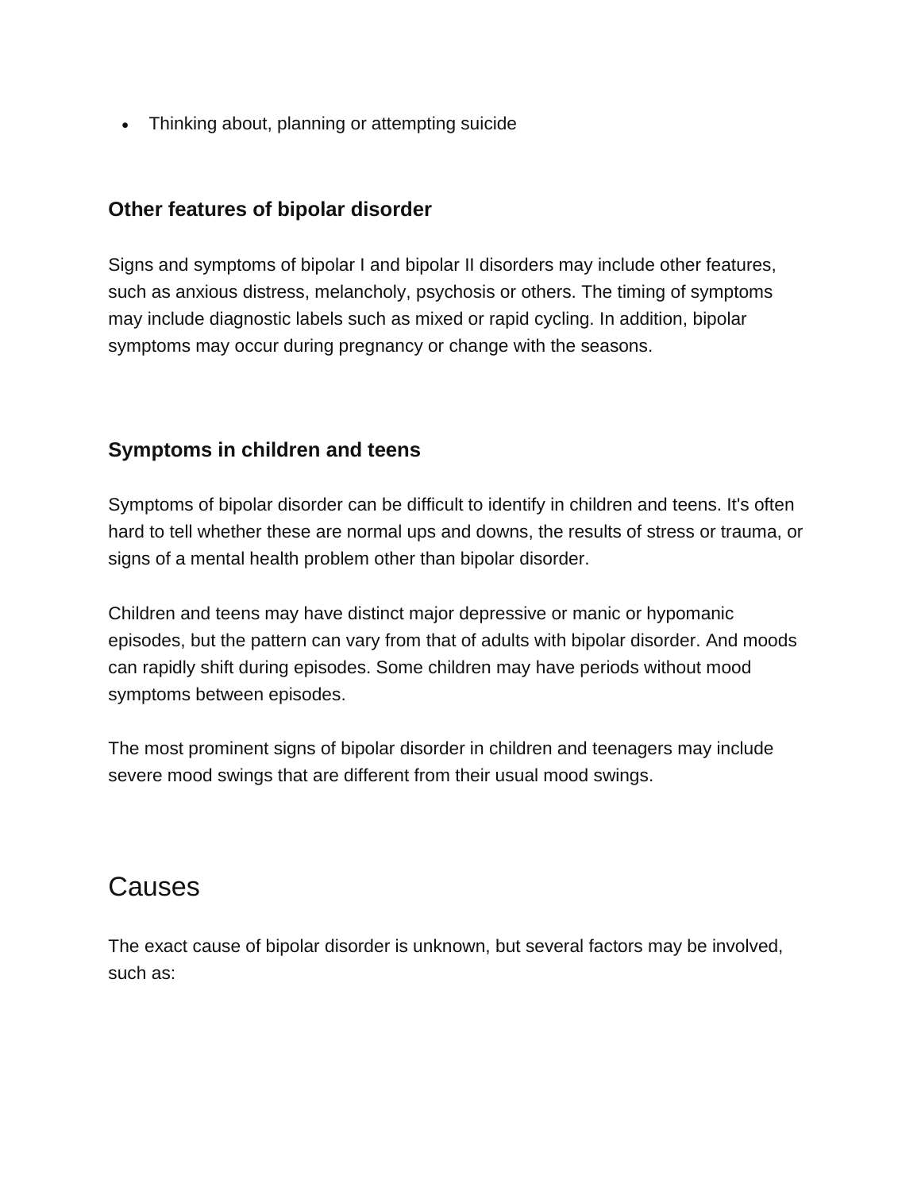- Thinking about, planning or attempting suicide

### Other features of bipolar disorder

Signs and symptoms of bipolar I and bipolar II disorders may include other features, such as anxious distress, melancholy, psychosis or others. The timing of symptoms may include diagnostic labels such as mixed or rapid cycling. In addition, bipolar symptoms may occur during pregnancy or change with the seasons.

### Symptoms in children and teens

Symptoms of bipolar disorder can be difficult to identify in children and teens. It's often hard to tell whether these are normal ups and downs, the results of stress or trauma, or signs of a mental health problem other than bipolar disorder.

Children and teens may have distinct major depressive or manic or hypomanic episodes, but the pattern can vary from that of adults with bipolar disorder. And moods can rapidly shift during episodes. Some children may have periods without mood symptoms between episodes.

The most prominent signs of bipolar disorder in children and teenagers may include severe mood swings that are different from their usual mood swings.

## Causes

The exact cause of bipolar disorder is unknown, but several factors may be involved, such as: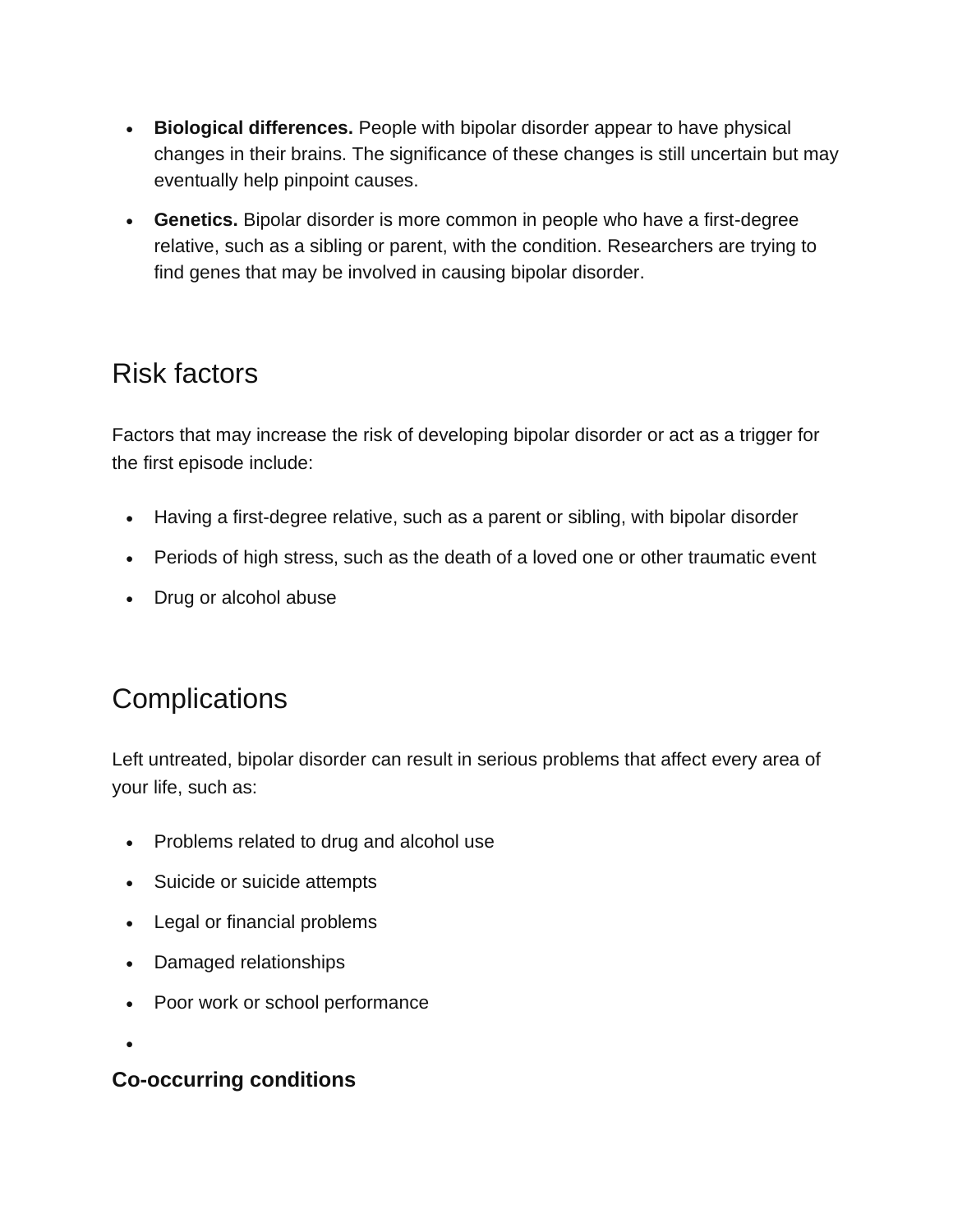- **Biological differences.** People with bipolar disorder appear to have physical changes in their brains. The significance of these changes is still uncertain but may eventually help pinpoint causes.
- **Genetics.** Bipolar disorder is more common in people who have a first-degree relative, such as a sibling or parent, with the condition. Researchers are trying to find genes that may be involved in causing bipolar disorder.

## Risk factors

Factors that may increase the risk of developing bipolar disorder or act as a trigger for the first episode include:

- Having a first-degree relative, such as a parent or sibling, with bipolar disorder
- Periods of high stress, such as the death of a loved one or other traumatic event
- Drug or alcohol abuse

## Complications

Left untreated, bipolar disorder can result in serious problems that affect every area of your life, such as:

- Problems related to drug and alcohol use
- Suicide or suicide attempts
- Legal or financial problems
- Damaged relationships
- Poor work or school performance
-

### Co-occurring conditions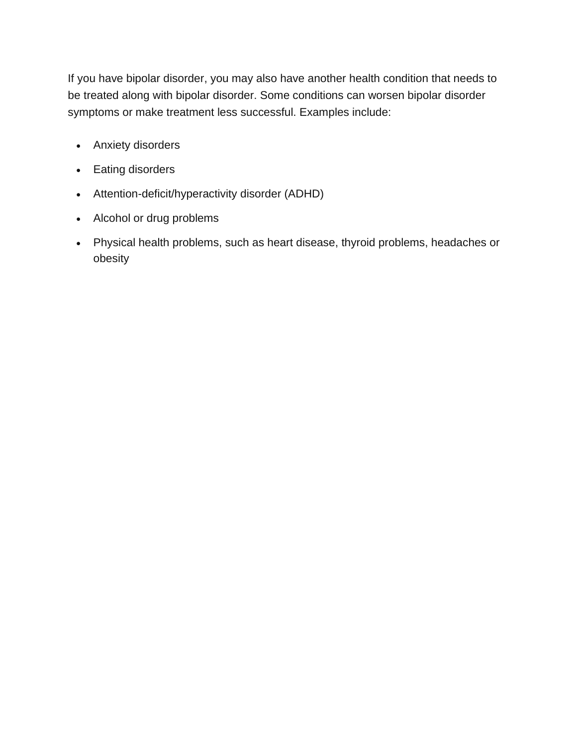If you have bipolar disorder, you may also have another health condition that needs to be treated along with bipolar disorder. Some conditions can worsen bipolar disorder symptoms or make treatment less successful. Examples include:

- Anxiety disorders
- Eating disorders
- Attention-deficit/hyperactivity disorder (ADHD)
- Alcohol or drug problems
- Physical health problems, such as heart disease, thyroid problems, headaches or obesity